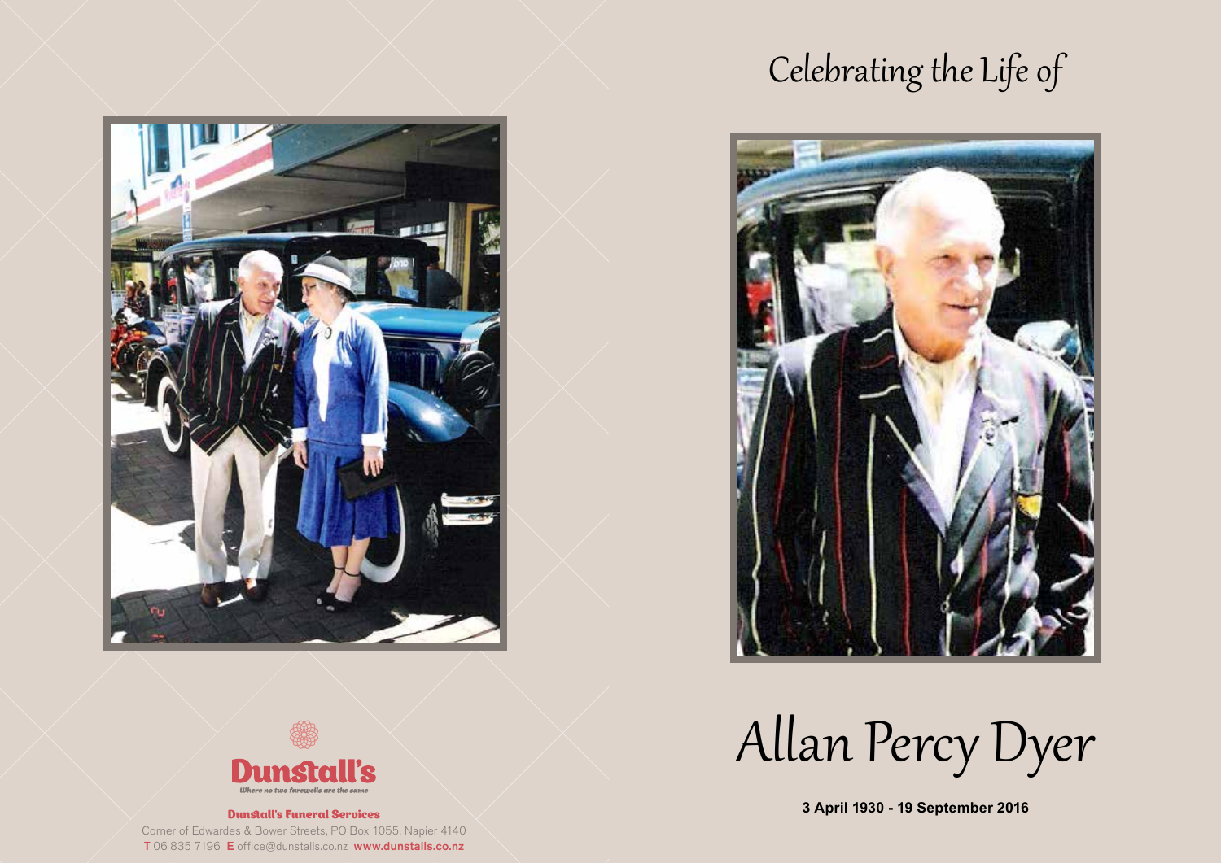# Celebrating the Life of

# Allan Percy Dyer

**3 April 1930 - 19 September 2016**

**Dunstall's**

*Where no two farewells are the same*

**Dunstall's Funeral Services**

Corner of Edwardes & Bower Streets, PO Box 1055, Napier 4140

**T** 06 835 7196 **E** office@dunstalls.co.nz **www.dunstalls.co.nz**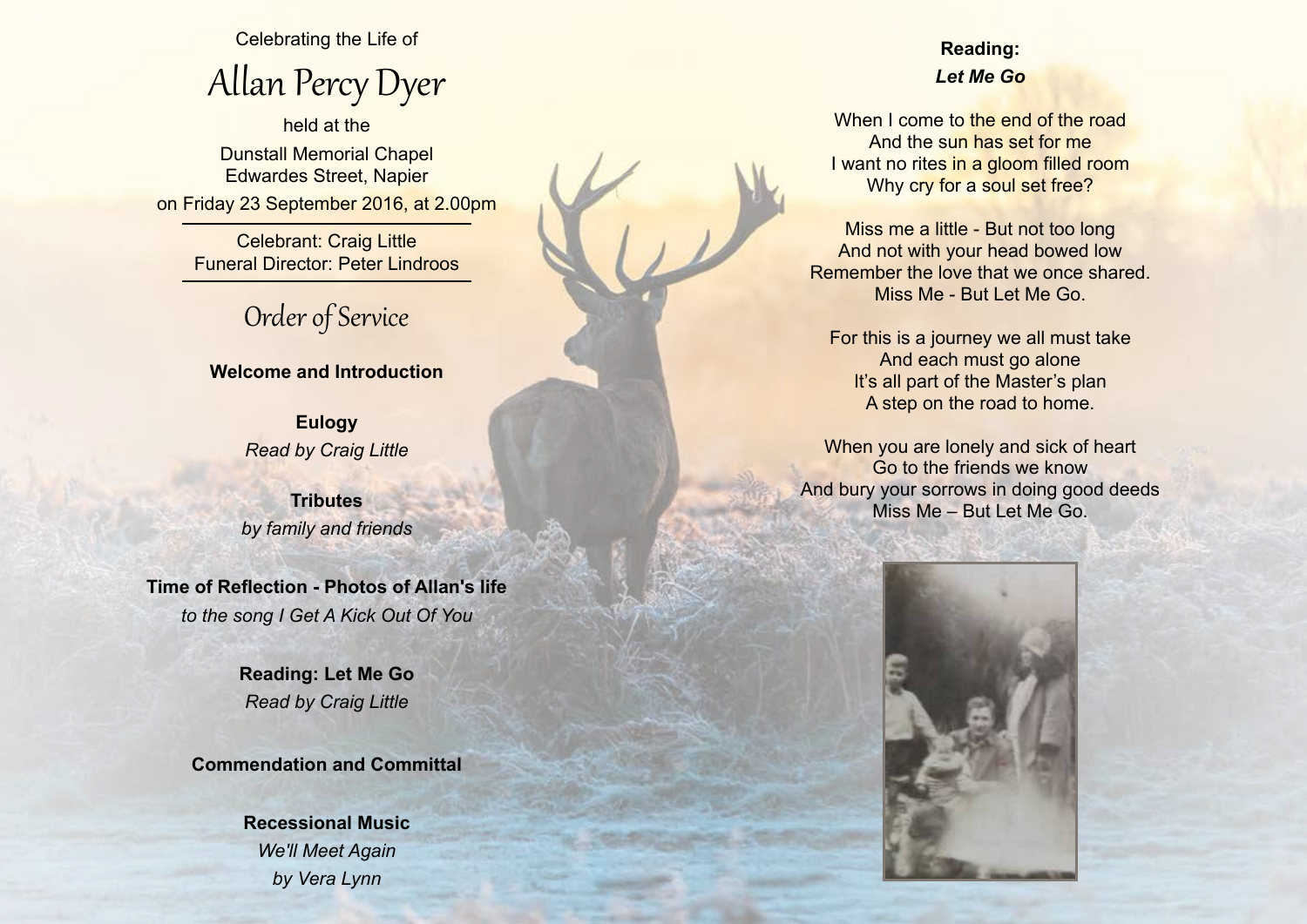Celebrating the Life of

# Allan Percy Dyer

held at the

Dunstall Memorial Chapel
Edwardes Street, Napier

on Friday 23 September 2016, at 2.00pm

---

Celebrant: Craig Little
Funeral Director: Peter Lindroos

---

## Order of Service

**Welcome and Introduction**

**Eulogy**
*Read by Craig Little*

**Tributes**
*by family and friends*

**Time of Reflection - Photos of Allan's life**
*to the song I Get A Kick Out Of You*

**Reading: Let Me Go**
*Read by Craig Little*

**Commendation and Committal**

**Recessional Music**
*We'll Meet Again*
*by Vera Lynn*

**Reading:**
***Let Me Go***

When I come to the end of the road
And the sun has set for me
I want no rites in a gloom filled room
Why cry for a soul set free?

Miss me a little - But not too long
And not with your head bowed low
Remember the love that we once shared.
Miss Me - But Let Me Go.

For this is a journey we all must take
And each must go alone
It's all part of the Master's plan
A step on the road to home.

When you are lonely and sick of heart
Go to the friends we know
And bury your sorrows in doing good deeds
Miss Me – But Let Me Go.